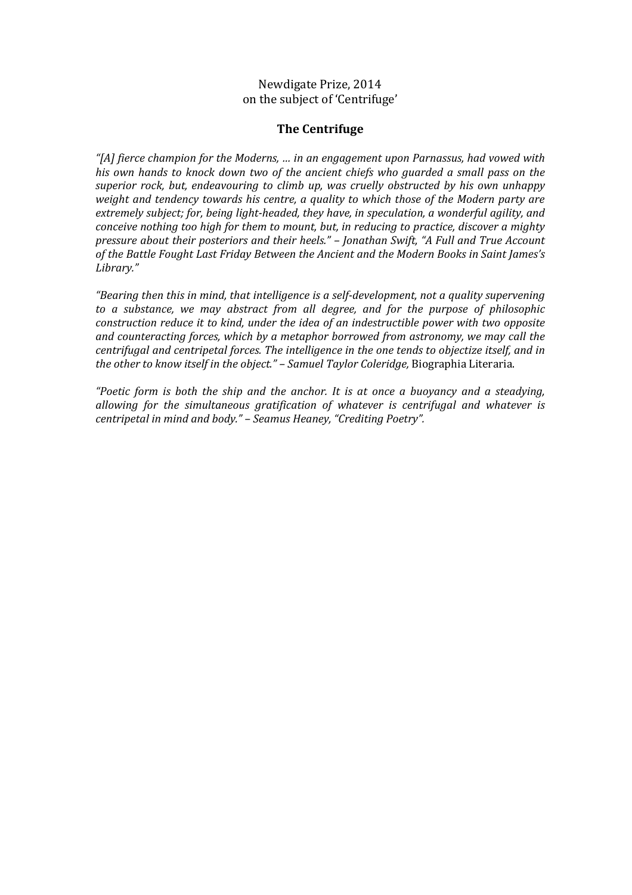Newdigate Prize, 2014
on the subject of 'Centrifuge'

## The Centrifuge

*"[A] fierce champion for the Moderns, … in an engagement upon Parnassus, had vowed with his own hands to knock down two of the ancient chiefs who guarded a small pass on the superior rock, but, endeavouring to climb up, was cruelly obstructed by his own unhappy weight and tendency towards his centre, a quality to which those of the Modern party are extremely subject; for, being light-headed, they have, in speculation, a wonderful agility, and conceive nothing too high for them to mount, but, in reducing to practice, discover a mighty pressure about their posteriors and their heels." – Jonathan Swift, "A Full and True Account of the Battle Fought Last Friday Between the Ancient and the Modern Books in Saint James's Library."*

*"Bearing then this in mind, that intelligence is a self-development, not a quality supervening to a substance, we may abstract from all degree, and for the purpose of philosophic construction reduce it to kind, under the idea of an indestructible power with two opposite and counteracting forces, which by a metaphor borrowed from astronomy, we may call the centrifugal and centripetal forces. The intelligence in the one tends to objectize itself, and in the other to know itself in the object." – Samuel Taylor Coleridge,* Biographia Literaria.

*"Poetic form is both the ship and the anchor. It is at once a buoyancy and a steadying, allowing for the simultaneous gratification of whatever is centrifugal and whatever is centripetal in mind and body." – Seamus Heaney, "Crediting Poetry".*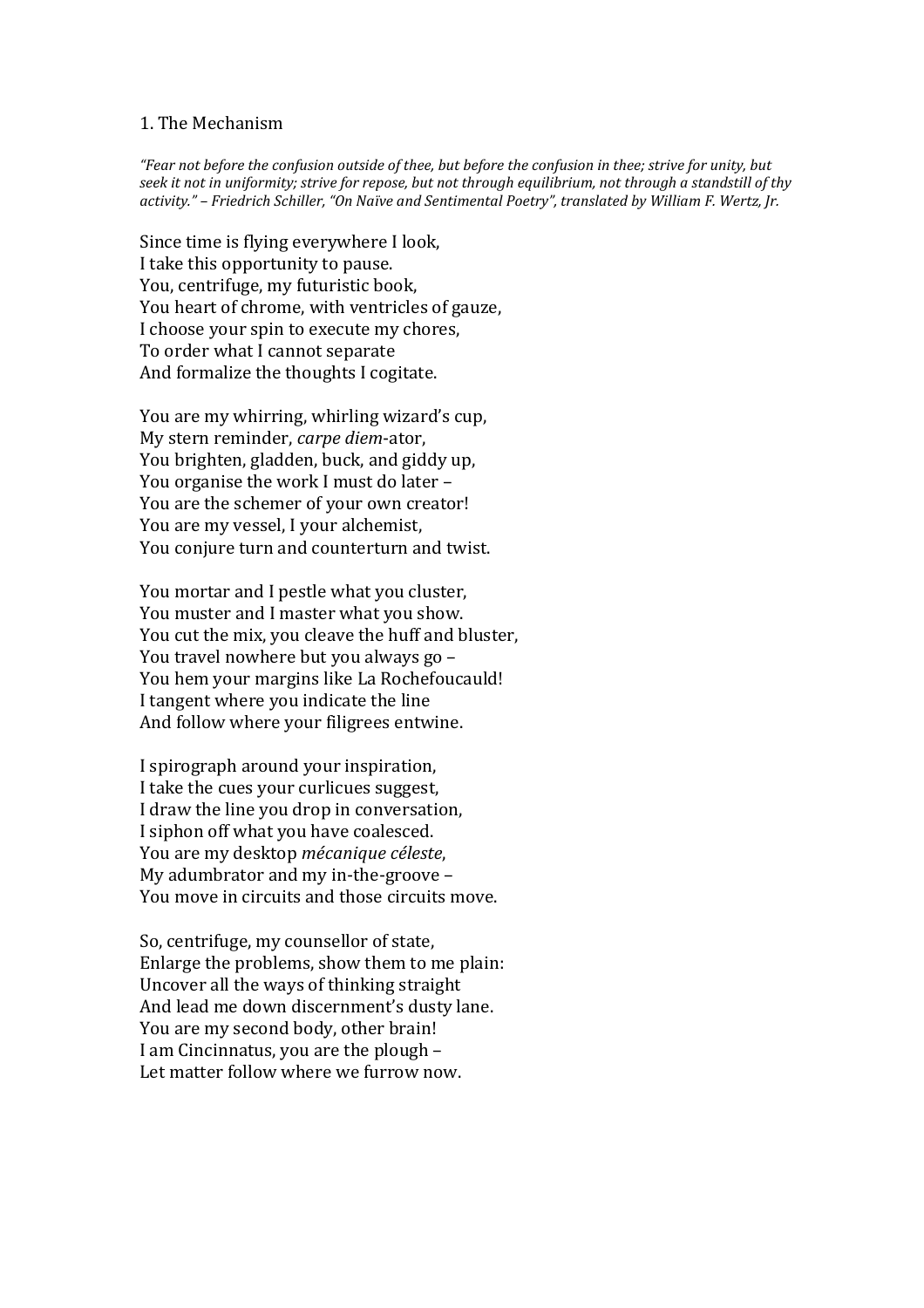## 1. The Mechanism

*"Fear not before the confusion outside of thee, but before the confusion in thee; strive for unity, but seek it not in uniformity; strive for repose, but not through equilibrium, not through a standstill of thy activity." – Friedrich Schiller, "On Naïve and Sentimental Poetry", translated by William F. Wertz, Jr.*

Since time is flying everywhere I look,  
I take this opportunity to pause.  
You, centrifuge, my futuristic book,  
You heart of chrome, with ventricles of gauze,  
I choose your spin to execute my chores,  
To order what I cannot separate  
And formalize the thoughts I cogitate.

You are my whirring, whirling wizard's cup,  
My stern reminder, *carpe diem*-ator,  
You brighten, gladden, buck, and giddy up,  
You organise the work I must do later –  
You are the schemer of your own creator!  
You are my vessel, I your alchemist,  
You conjure turn and counterturn and twist.

You mortar and I pestle what you cluster,  
You muster and I master what you show.  
You cut the mix, you cleave the huff and bluster,  
You travel nowhere but you always go –  
You hem your margins like La Rochefoucauld!  
I tangent where you indicate the line  
And follow where your filigrees entwine.

I spirograph around your inspiration,  
I take the cues your curlicues suggest,  
I draw the line you drop in conversation,  
I siphon off what you have coalesced.  
You are my desktop *mécanique céleste*,  
My adumbrator and my in-the-groove –  
You move in circuits and those circuits move.

So, centrifuge, my counsellor of state,  
Enlarge the problems, show them to me plain:  
Uncover all the ways of thinking straight  
And lead me down discernment's dusty lane.  
You are my second body, other brain!  
I am Cincinnatus, you are the plough –  
Let matter follow where we furrow now.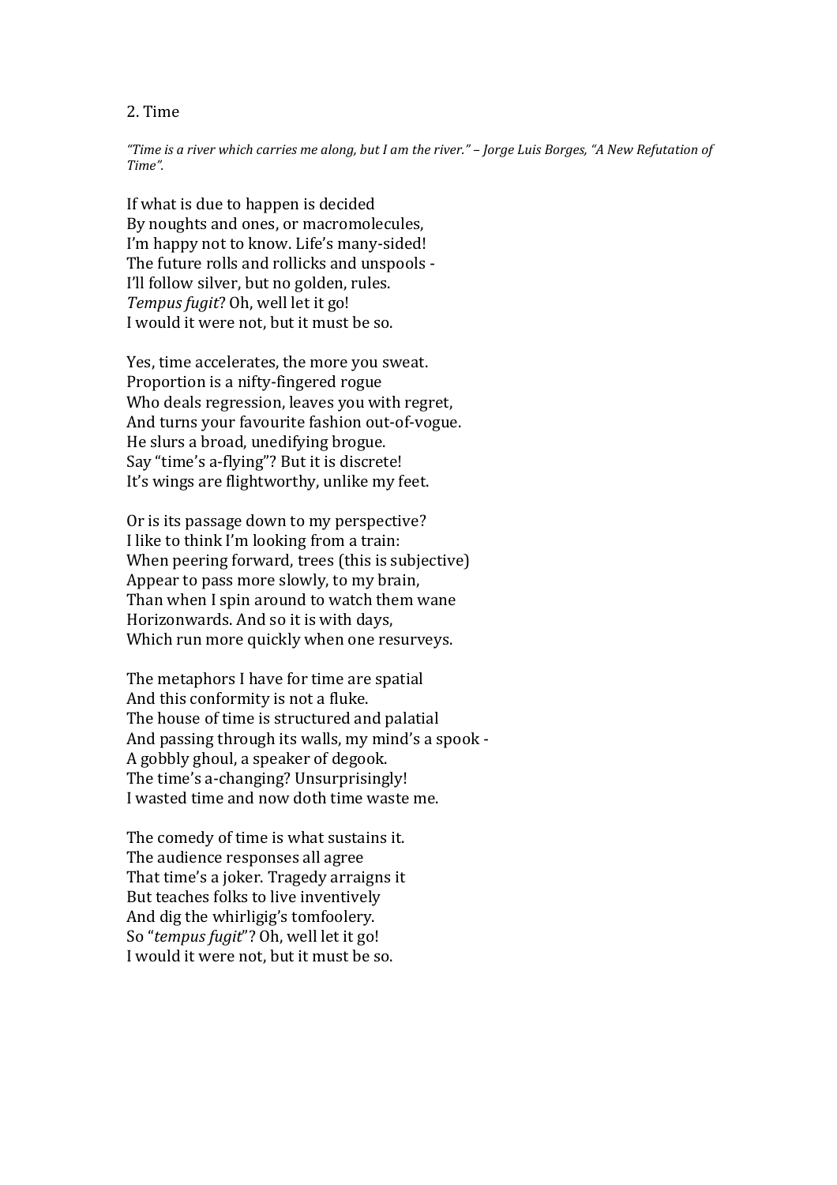## 2. Time

*“Time is a river which carries me along, but I am the river.” – Jorge Luis Borges, “A New Refutation of Time”.*

If what is due to happen is decided  
By noughts and ones, or macromolecules,  
I’m happy not to know. Life’s many-sided!  
The future rolls and rollicks and unspools -  
I’ll follow silver, but no golden, rules.  
*Tempus fugit*? Oh, well let it go!  
I would it were not, but it must be so.

Yes, time accelerates, the more you sweat.  
Proportion is a nifty-fingered rogue  
Who deals regression, leaves you with regret,  
And turns your favourite fashion out-of-vogue.  
He slurs a broad, unedifying brogue.  
Say “time’s a-flying”? But it is discrete!  
It’s wings are flightworthy, unlike my feet.

Or is its passage down to my perspective?  
I like to think I’m looking from a train:  
When peering forward, trees (this is subjective)  
Appear to pass more slowly, to my brain,  
Than when I spin around to watch them wane  
Horizonwards. And so it is with days,  
Which run more quickly when one resurveys.

The metaphors I have for time are spatial  
And this conformity is not a fluke.  
The house of time is structured and palatial  
And passing through its walls, my mind’s a spook -  
A gobbly ghoul, a speaker of degook.  
The time’s a-changing? Unsurprisingly!  
I wasted time and now doth time waste me.

The comedy of time is what sustains it.  
The audience responses all agree  
That time’s a joker. Tragedy arraigns it  
But teaches folks to live inventively  
And dig the whirligig’s tomfoolery.  
So “*tempus fugit*”? Oh, well let it go!  
I would it were not, but it must be so.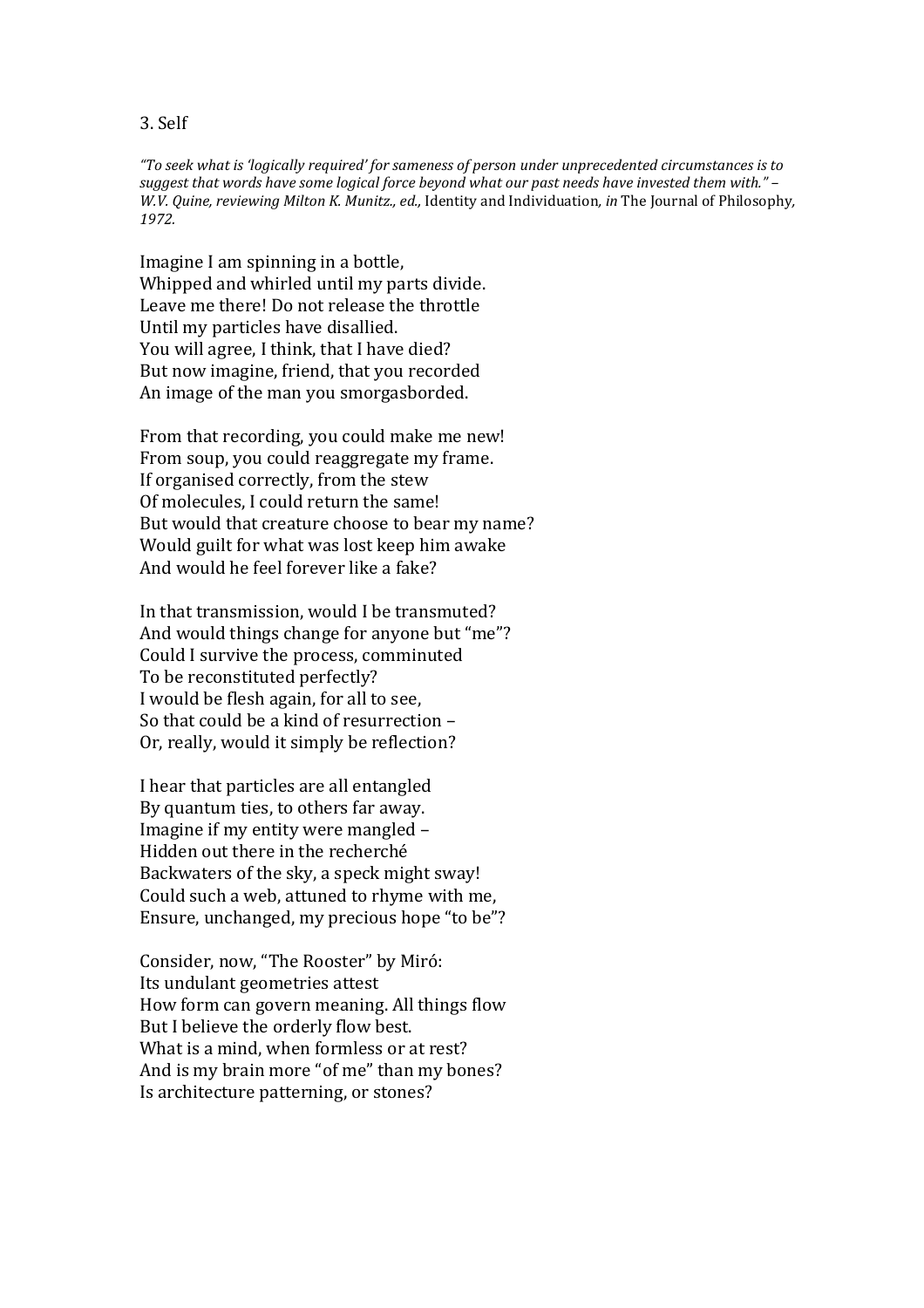## 3. Self

*"To seek what is 'logically required' for sameness of person under unprecedented circumstances is to suggest that words have some logical force beyond what our past needs have invested them with." – W.V. Quine, reviewing Milton K. Munitz., ed.,* Identity and Individuation*, in* The Journal of Philosophy*, 1972.*

Imagine I am spinning in a bottle,
Whipped and whirled until my parts divide.
Leave me there! Do not release the throttle
Until my particles have disallied.
You will agree, I think, that I have died?
But now imagine, friend, that you recorded
An image of the man you smorgasborded.

From that recording, you could make me new!
From soup, you could reaggregate my frame.
If organised correctly, from the stew
Of molecules, I could return the same!
But would that creature choose to bear my name?
Would guilt for what was lost keep him awake
And would he feel forever like a fake?

In that transmission, would I be transmuted?
And would things change for anyone but "me"?
Could I survive the process, comminuted
To be reconstituted perfectly?
I would be flesh again, for all to see,
So that could be a kind of resurrection –
Or, really, would it simply be reflection?

I hear that particles are all entangled
By quantum ties, to others far away.
Imagine if my entity were mangled –
Hidden out there in the recherché
Backwaters of the sky, a speck might sway!
Could such a web, attuned to rhyme with me,
Ensure, unchanged, my precious hope "to be"?

Consider, now, "The Rooster" by Miró:
Its undulant geometries attest
How form can govern meaning. All things flow
But I believe the orderly flow best.
What is a mind, when formless or at rest?
And is my brain more "of me" than my bones?
Is architecture patterning, or stones?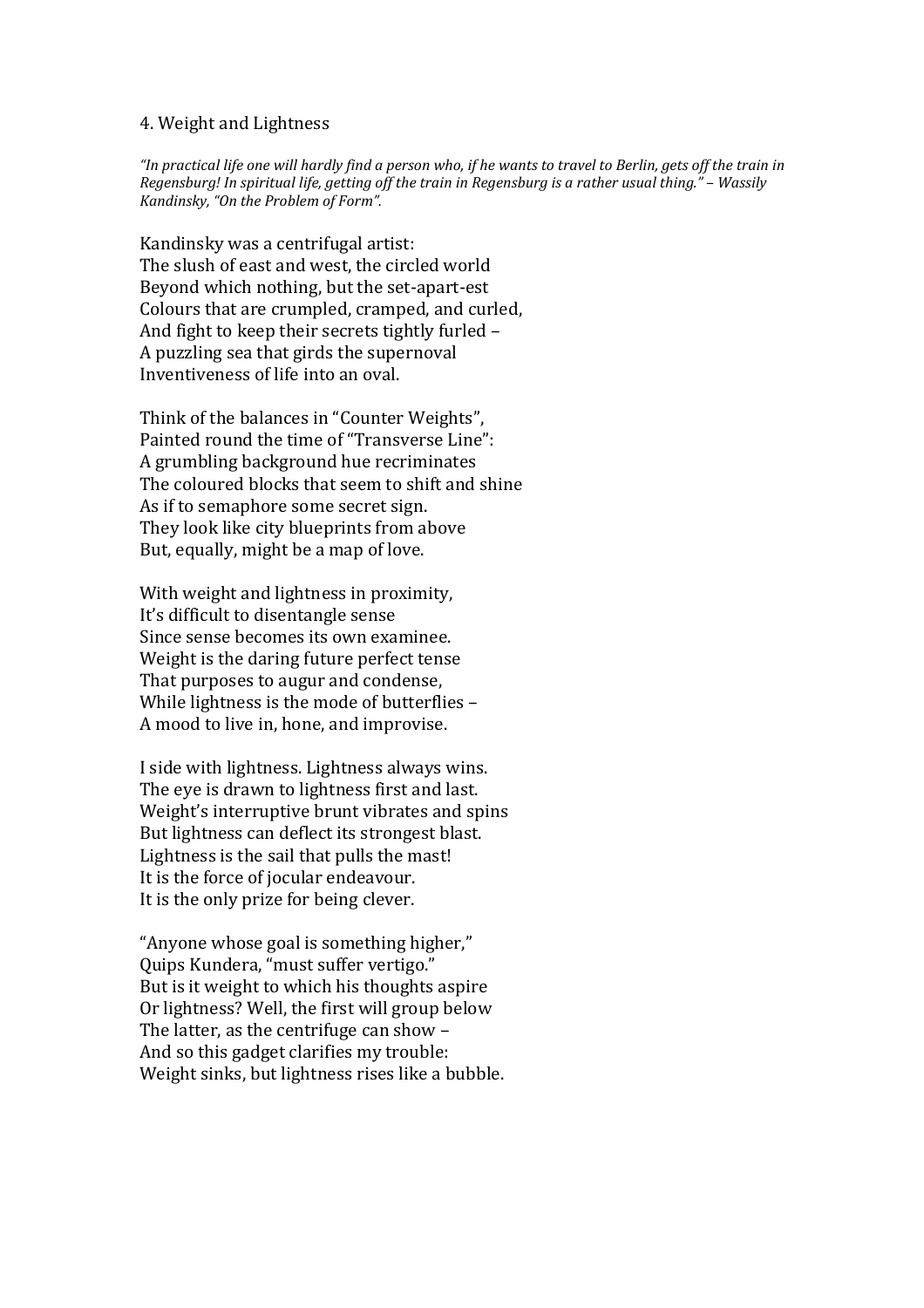## 4. Weight and Lightness

*"In practical life one will hardly find a person who, if he wants to travel to Berlin, gets off the train in Regensburg! In spiritual life, getting off the train in Regensburg is a rather usual thing." – Wassily Kandinsky, "On the Problem of Form".*

Kandinsky was a centrifugal artist:  
The slush of east and west, the circled world  
Beyond which nothing, but the set-apart-est  
Colours that are crumpled, cramped, and curled,  
And fight to keep their secrets tightly furled –  
A puzzling sea that girds the supernoval  
Inventiveness of life into an oval.

Think of the balances in "Counter Weights",  
Painted round the time of "Transverse Line":  
A grumbling background hue recriminates  
The coloured blocks that seem to shift and shine  
As if to semaphore some secret sign.  
They look like city blueprints from above  
But, equally, might be a map of love.

With weight and lightness in proximity,  
It's difficult to disentangle sense  
Since sense becomes its own examinee.  
Weight is the daring future perfect tense  
That purposes to augur and condense,  
While lightness is the mode of butterflies –  
A mood to live in, hone, and improvise.

I side with lightness. Lightness always wins.  
The eye is drawn to lightness first and last.  
Weight's interruptive brunt vibrates and spins  
But lightness can deflect its strongest blast.  
Lightness is the sail that pulls the mast!  
It is the force of jocular endeavour.  
It is the only prize for being clever.

"Anyone whose goal is something higher,"  
Quips Kundera, "must suffer vertigo."  
But is it weight to which his thoughts aspire  
Or lightness? Well, the first will group below  
The latter, as the centrifuge can show –  
And so this gadget clarifies my trouble:  
Weight sinks, but lightness rises like a bubble.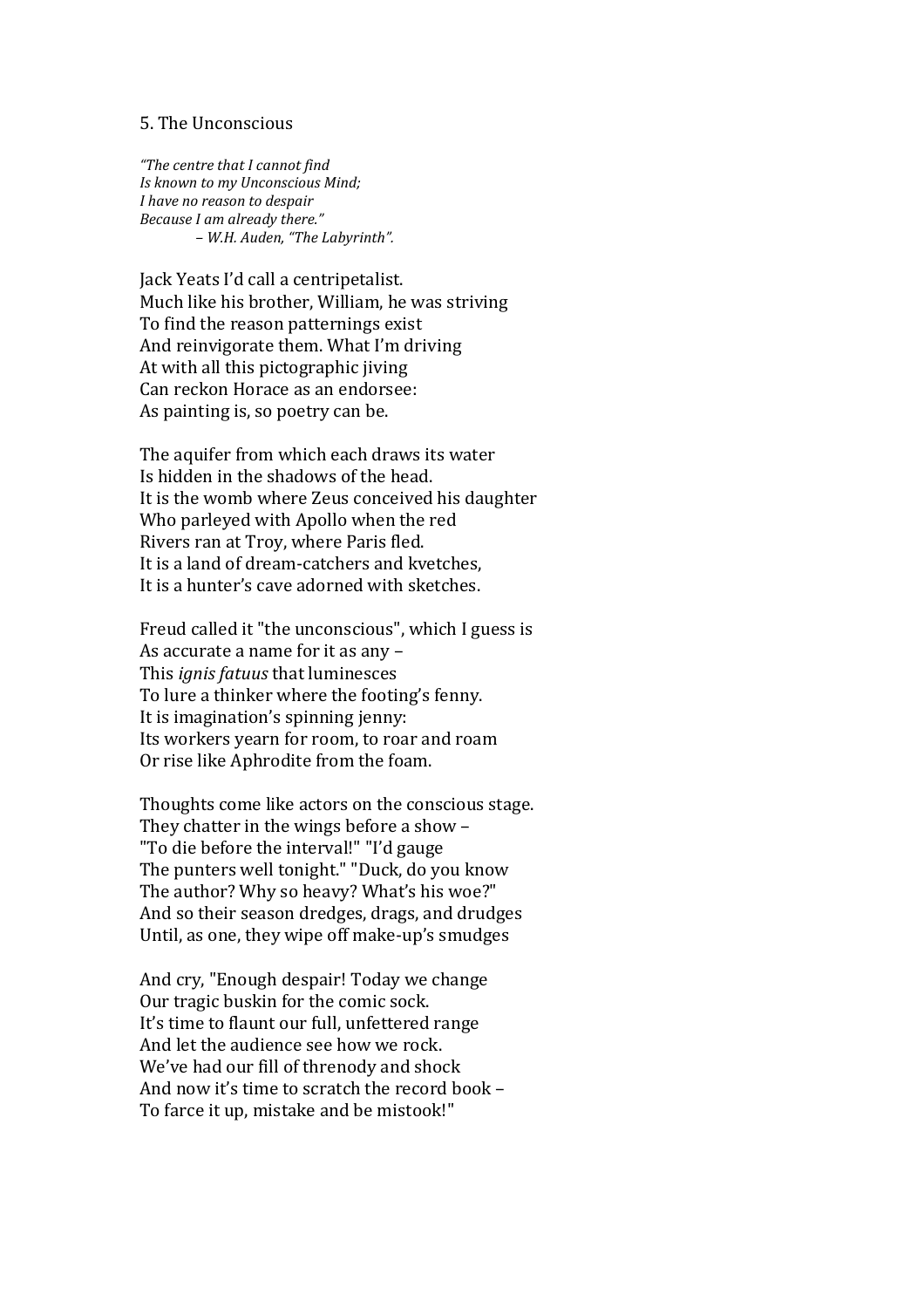## 5. The Unconscious

*"The centre that I cannot find*  
*Is known to my Unconscious Mind;*  
*I have no reason to despair*  
*Because I am already there."*  
*– W.H. Auden, "The Labyrinth".*

Jack Yeats I'd call a centripetalist.  
Much like his brother, William, he was striving  
To find the reason patternings exist  
And reinvigorate them. What I'm driving  
At with all this pictographic jiving  
Can reckon Horace as an endorsee:  
As painting is, so poetry can be.

The aquifer from which each draws its water  
Is hidden in the shadows of the head.  
It is the womb where Zeus conceived his daughter  
Who parleyed with Apollo when the red  
Rivers ran at Troy, where Paris fled.  
It is a land of dream-catchers and kvetches,  
It is a hunter's cave adorned with sketches.

Freud called it "the unconscious", which I guess is  
As accurate a name for it as any –  
This *ignis fatuus* that luminesces  
To lure a thinker where the footing's fenny.  
It is imagination's spinning jenny:  
Its workers yearn for room, to roar and roam  
Or rise like Aphrodite from the foam.

Thoughts come like actors on the conscious stage.  
They chatter in the wings before a show –  
"To die before the interval!" "I'd gauge  
The punters well tonight." "Duck, do you know  
The author? Why so heavy? What's his woe?"  
And so their season dredges, drags, and drudges  
Until, as one, they wipe off make-up's smudges

And cry, "Enough despair! Today we change  
Our tragic buskin for the comic sock.  
It's time to flaunt our full, unfettered range  
And let the audience see how we rock.  
We've had our fill of threnody and shock  
And now it's time to scratch the record book –  
To farce it up, mistake and be mistook!"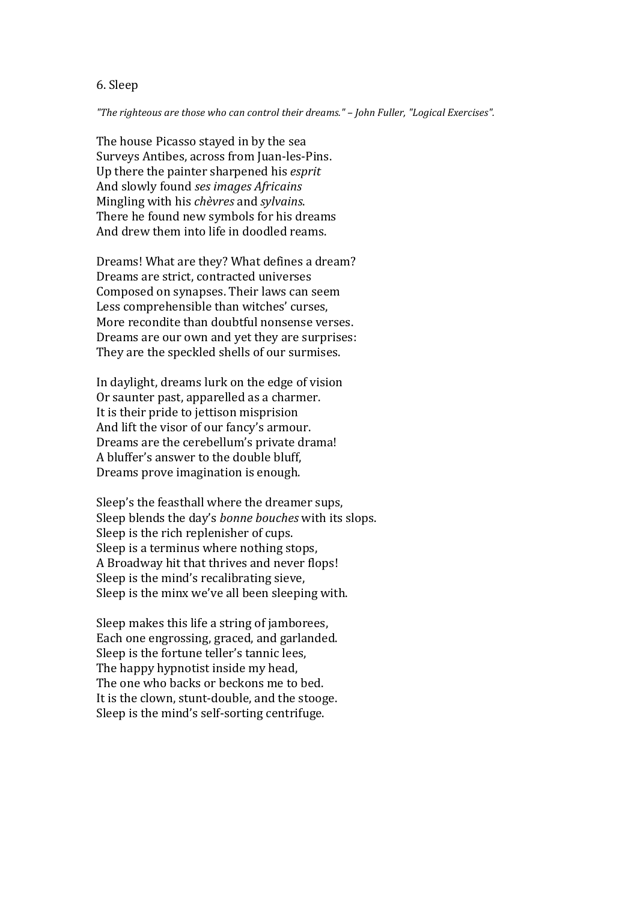## 6. Sleep

*"The righteous are those who can control their dreams." – John Fuller, "Logical Exercises".*

The house Picasso stayed in by the sea  
Surveys Antibes, across from Juan-les-Pins.  
Up there the painter sharpened his *esprit*  
And slowly found *ses images Africains*  
Mingling with his *chèvres* and *sylvains*.  
There he found new symbols for his dreams  
And drew them into life in doodled reams.

Dreams! What are they? What defines a dream?  
Dreams are strict, contracted universes  
Composed on synapses. Their laws can seem  
Less comprehensible than witches' curses,  
More recondite than doubtful nonsense verses.  
Dreams are our own and yet they are surprises:  
They are the speckled shells of our surmises.

In daylight, dreams lurk on the edge of vision  
Or saunter past, apparelled as a charmer.  
It is their pride to jettison misprision  
And lift the visor of our fancy's armour.  
Dreams are the cerebellum's private drama!  
A bluffer's answer to the double bluff,  
Dreams prove imagination is enough.

Sleep's the feasthall where the dreamer sups,  
Sleep blends the day's *bonne bouches* with its slops.  
Sleep is the rich replenisher of cups.  
Sleep is a terminus where nothing stops,  
A Broadway hit that thrives and never flops!  
Sleep is the mind's recalibrating sieve,  
Sleep is the minx we've all been sleeping with.

Sleep makes this life a string of jamborees,  
Each one engrossing, graced, and garlanded.  
Sleep is the fortune teller's tannic lees,  
The happy hypnotist inside my head,  
The one who backs or beckons me to bed.  
It is the clown, stunt-double, and the stooge.  
Sleep is the mind's self-sorting centrifuge.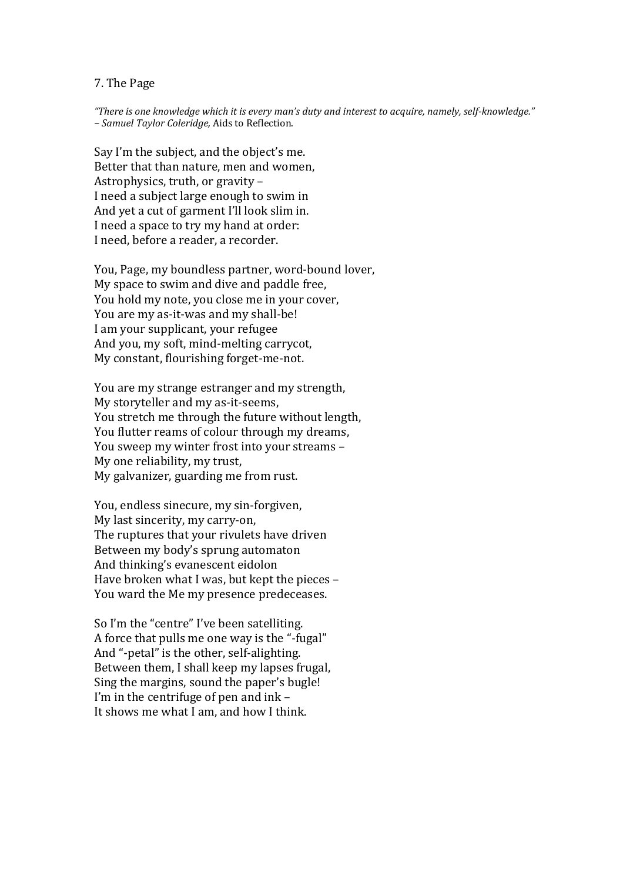## 7. The Page

*"There is one knowledge which it is every man's duty and interest to acquire, namely, self-knowledge."*
*– Samuel Taylor Coleridge,* Aids to Reflection.

Say I'm the subject, and the object's me.
Better that than nature, men and women,
Astrophysics, truth, or gravity –
I need a subject large enough to swim in
And yet a cut of garment I'll look slim in.
I need a space to try my hand at order:
I need, before a reader, a recorder.

You, Page, my boundless partner, word-bound lover,
My space to swim and dive and paddle free,
You hold my note, you close me in your cover,
You are my as-it-was and my shall-be!
I am your supplicant, your refugee
And you, my soft, mind-melting carrycot,
My constant, flourishing forget-me-not.

You are my strange estranger and my strength,
My storyteller and my as-it-seems,
You stretch me through the future without length,
You flutter reams of colour through my dreams,
You sweep my winter frost into your streams –
My one reliability, my trust,
My galvanizer, guarding me from rust.

You, endless sinecure, my sin-forgiven,
My last sincerity, my carry-on,
The ruptures that your rivulets have driven
Between my body's sprung automaton
And thinking's evanescent eidolon
Have broken what I was, but kept the pieces –
You ward the Me my presence predeceases.

So I'm the "centre" I've been satelliting.
A force that pulls me one way is the "-fugal"
And "-petal" is the other, self-alighting.
Between them, I shall keep my lapses frugal,
Sing the margins, sound the paper's bugle!
I'm in the centrifuge of pen and ink –
It shows me what I am, and how I think.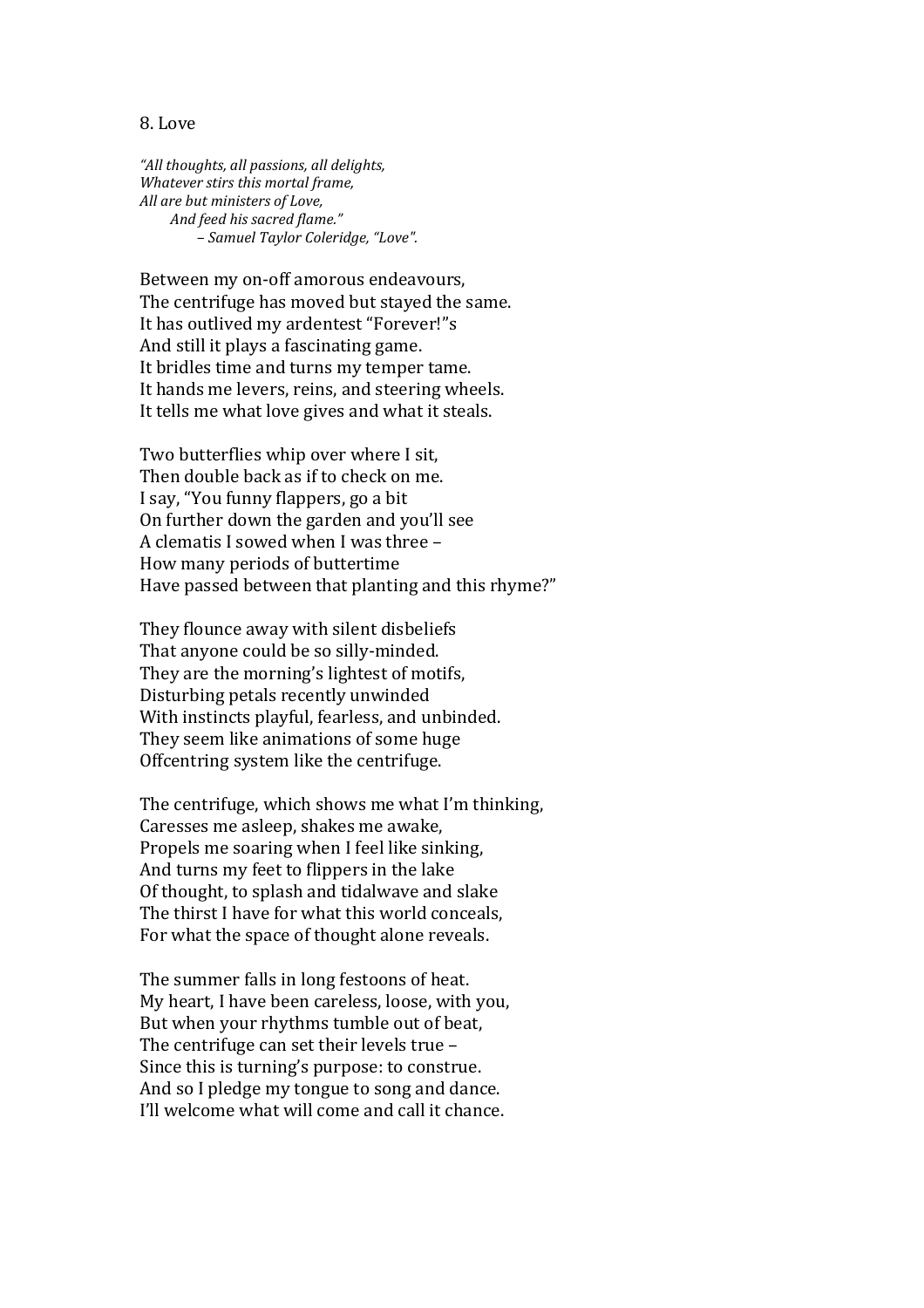# 8. Love

*"All thoughts, all passions, all delights,*
*Whatever stirs this mortal frame,*
*All are but ministers of Love,*
*And feed his sacred flame."*
*– Samuel Taylor Coleridge, "Love".*

Between my on-off amorous endeavours,
The centrifuge has moved but stayed the same.
It has outlived my ardentest "Forever!"s
And still it plays a fascinating game.
It bridles time and turns my temper tame.
It hands me levers, reins, and steering wheels.
It tells me what love gives and what it steals.

Two butterflies whip over where I sit,
Then double back as if to check on me.
I say, "You funny flappers, go a bit
On further down the garden and you'll see
A clematis I sowed when I was three –
How many periods of buttertime
Have passed between that planting and this rhyme?"

They flounce away with silent disbeliefs
That anyone could be so silly-minded.
They are the morning's lightest of motifs,
Disturbing petals recently unwinded
With instincts playful, fearless, and unbinded.
They seem like animations of some huge
Offcentring system like the centrifuge.

The centrifuge, which shows me what I'm thinking,
Caresses me asleep, shakes me awake,
Propels me soaring when I feel like sinking,
And turns my feet to flippers in the lake
Of thought, to splash and tidalwave and slake
The thirst I have for what this world conceals,
For what the space of thought alone reveals.

The summer falls in long festoons of heat.
My heart, I have been careless, loose, with you,
But when your rhythms tumble out of beat,
The centrifuge can set their levels true –
Since this is turning's purpose: to construe.
And so I pledge my tongue to song and dance.
I'll welcome what will come and call it chance.